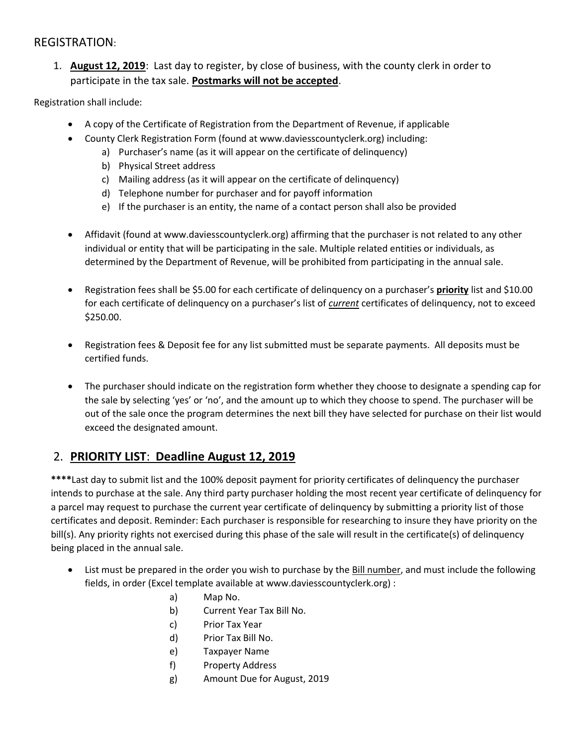## REGISTRATION:

1. **August 12, 2019**: Last day to register, by close of business, with the county clerk in order to participate in the tax sale. **Postmarks will not be accepted**.

Registration shall include:

- A copy of the Certificate of Registration from the Department of Revenue, if applicable
- County Clerk Registration Form (found at www.daviesscountyclerk.org) including:
    a) Purchaser's name (as it will appear on the certificate of delinquency)
    b) Physical Street address
    c) Mailing address (as it will appear on the certificate of delinquency)
    d) Telephone number for purchaser and for payoff information
    e) If the purchaser is an entity, the name of a contact person shall also be provided
- Affidavit (found at www.daviesscountyclerk.org) affirming that the purchaser is not related to any other individual or entity that will be participating in the sale. Multiple related entities or individuals, as determined by the Department of Revenue, will be prohibited from participating in the annual sale.
- Registration fees shall be $5.00 for each certificate of delinquency on a purchaser's **priority** list and $10.00 for each certificate of delinquency on a purchaser's list of ***current*** certificates of delinquency, not to exceed $250.00.
- Registration fees & Deposit fee for any list submitted must be separate payments. All deposits must be certified funds.
- The purchaser should indicate on the registration form whether they choose to designate a spending cap for the sale by selecting 'yes' or 'no', and the amount up to which they choose to spend. The purchaser will be out of the sale once the program determines the next bill they have selected for purchase on their list would exceed the designated amount.

## 2. **PRIORITY LIST: Deadline August 12, 2019**

**\*\*\*\***Last day to submit list and the 100% deposit payment for priority certificates of delinquency the purchaser intends to purchase at the sale. Any third party purchaser holding the most recent year certificate of delinquency for a parcel may request to purchase the current year certificate of delinquency by submitting a priority list of those certificates and deposit. Reminder: Each purchaser is responsible for researching to insure they have priority on the bill(s). Any priority rights not exercised during this phase of the sale will result in the certificate(s) of delinquency being placed in the annual sale.

- List must be prepared in the order you wish to purchase by the Bill number, and must include the following fields, in order (Excel template available at www.daviesscountyclerk.org) :
    a) Map No.
    b) Current Year Tax Bill No.
    c) Prior Tax Year
    d) Prior Tax Bill No.
    e) Taxpayer Name
    f) Property Address
    g) Amount Due for August, 2019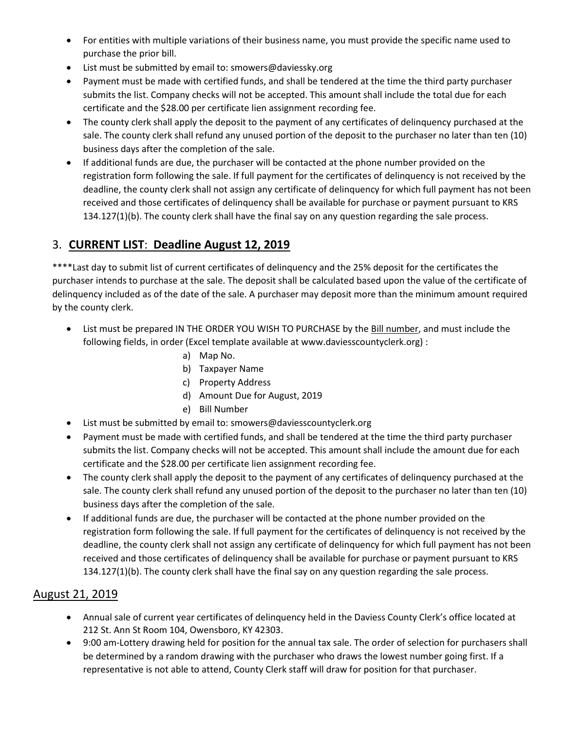- For entities with multiple variations of their business name, you must provide the specific name used to purchase the prior bill.
- List must be submitted by email to: smowers@daviessky.org
- Payment must be made with certified funds, and shall be tendered at the time the third party purchaser submits the list. Company checks will not be accepted. This amount shall include the total due for each certificate and the $28.00 per certificate lien assignment recording fee.
- The county clerk shall apply the deposit to the payment of any certificates of delinquency purchased at the sale. The county clerk shall refund any unused portion of the deposit to the purchaser no later than ten (10) business days after the completion of the sale.
- If additional funds are due, the purchaser will be contacted at the phone number provided on the registration form following the sale. If full payment for the certificates of delinquency is not received by the deadline, the county clerk shall not assign any certificate of delinquency for which full payment has not been received and those certificates of delinquency shall be available for purchase or payment pursuant to KRS 134.127(1)(b). The county clerk shall have the final say on any question regarding the sale process.

## 3. **CURRENT LIST**: **Deadline August 12, 2019**

****Last day to submit list of current certificates of delinquency and the 25% deposit for the certificates the purchaser intends to purchase at the sale. The deposit shall be calculated based upon the value of the certificate of delinquency included as of the date of the sale. A purchaser may deposit more than the minimum amount required by the county clerk.

- List must be prepared IN THE ORDER YOU WISH TO PURCHASE by the Bill number, and must include the following fields, in order (Excel template available at www.daviesscountyclerk.org) :
  a) Map No.
  b) Taxpayer Name
  c) Property Address
  d) Amount Due for August, 2019
  e) Bill Number
- List must be submitted by email to: smowers@daviesscountyclerk.org
- Payment must be made with certified funds, and shall be tendered at the time the third party purchaser submits the list. Company checks will not be accepted. This amount shall include the amount due for each certificate and the $28.00 per certificate lien assignment recording fee.
- The county clerk shall apply the deposit to the payment of any certificates of delinquency purchased at the sale. The county clerk shall refund any unused portion of the deposit to the purchaser no later than ten (10) business days after the completion of the sale.
- If additional funds are due, the purchaser will be contacted at the phone number provided on the registration form following the sale. If full payment for the certificates of delinquency is not received by the deadline, the county clerk shall not assign any certificate of delinquency for which full payment has not been received and those certificates of delinquency shall be available for purchase or payment pursuant to KRS 134.127(1)(b). The county clerk shall have the final say on any question regarding the sale process.

## August 21, 2019

- Annual sale of current year certificates of delinquency held in the Daviess County Clerk's office located at 212 St. Ann St Room 104, Owensboro, KY 42303.
- 9:00 am-Lottery drawing held for position for the annual tax sale. The order of selection for purchasers shall be determined by a random drawing with the purchaser who draws the lowest number going first. If a representative is not able to attend, County Clerk staff will draw for position for that purchaser.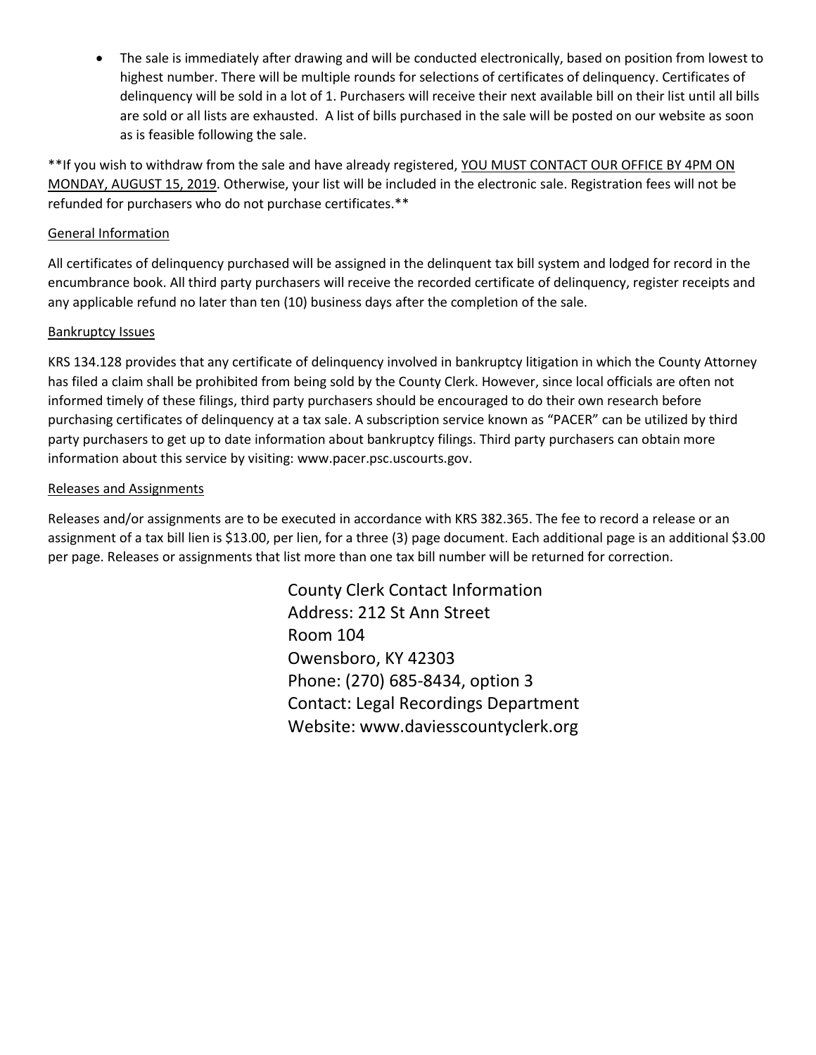- The sale is immediately after drawing and will be conducted electronically, based on position from lowest to highest number. There will be multiple rounds for selections of certificates of delinquency. Certificates of delinquency will be sold in a lot of 1. Purchasers will receive their next available bill on their list until all bills are sold or all lists are exhausted. A list of bills purchased in the sale will be posted on our website as soon as is feasible following the sale.

**If you wish to withdraw from the sale and have already registered, <u>YOU MUST CONTACT OUR OFFICE BY 4PM ON MONDAY, AUGUST 15, 2019</u>. Otherwise, your list will be included in the electronic sale. Registration fees will not be refunded for purchasers who do not purchase certificates.**

<u>General Information</u>

All certificates of delinquency purchased will be assigned in the delinquent tax bill system and lodged for record in the encumbrance book. All third party purchasers will receive the recorded certificate of delinquency, register receipts and any applicable refund no later than ten (10) business days after the completion of the sale.

<u>Bankruptcy Issues</u>

KRS 134.128 provides that any certificate of delinquency involved in bankruptcy litigation in which the County Attorney has filed a claim shall be prohibited from being sold by the County Clerk. However, since local officials are often not informed timely of these filings, third party purchasers should be encouraged to do their own research before purchasing certificates of delinquency at a tax sale. A subscription service known as "PACER" can be utilized by third party purchasers to get up to date information about bankruptcy filings. Third party purchasers can obtain more information about this service by visiting: www.pacer.psc.uscourts.gov.

<u>Releases and Assignments</u>

Releases and/or assignments are to be executed in accordance with KRS 382.365. The fee to record a release or an assignment of a tax bill lien is $13.00, per lien, for a three (3) page document. Each additional page is an additional $3.00 per page. Releases or assignments that list more than one tax bill number will be returned for correction.

County Clerk Contact Information
Address: 212 St Ann Street
Room 104
Owensboro, KY 42303
Phone: (270) 685-8434, option 3
Contact: Legal Recordings Department
Website: www.daviesscountyclerk.org